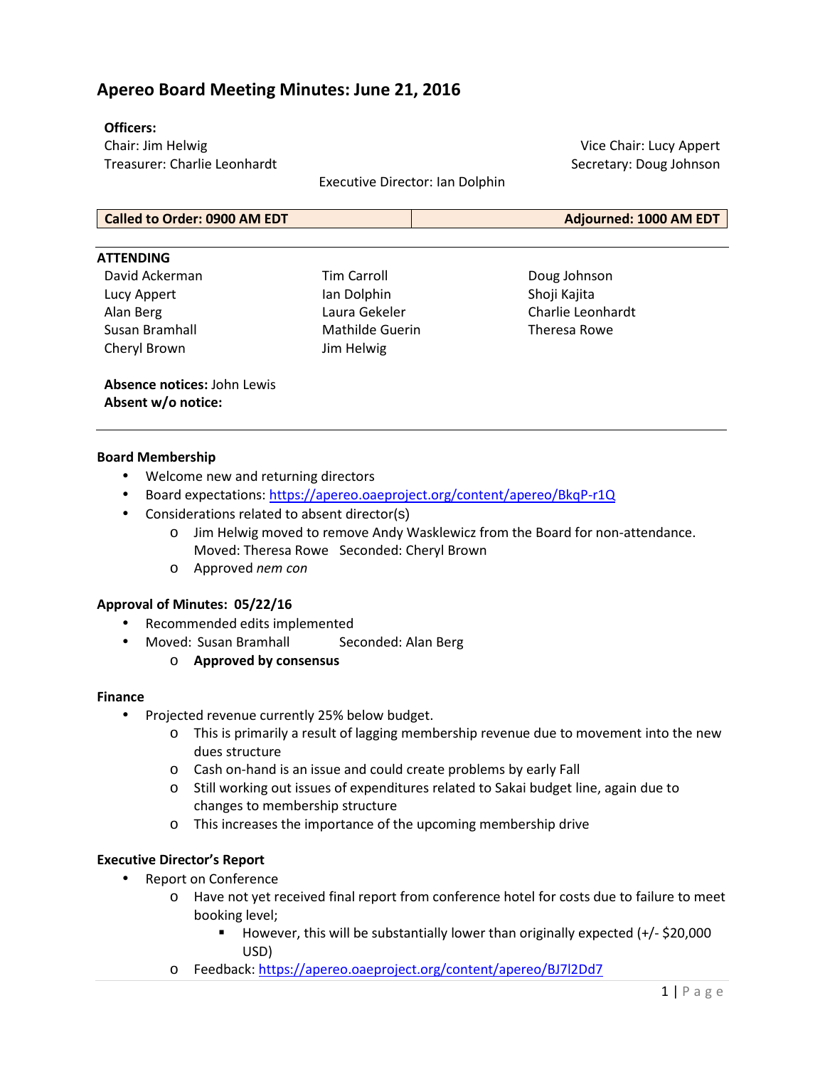# Apereo Board Meeting Minutes: June 21, 2016

**Officers:**

Chair: Jim Helwig
Vice Chair: Lucy Appert
Treasurer: Charlie Leonhardt
Secretary: Doug Johnson
Executive Director: Ian Dolphin

| **Called to Order: 0900 AM EDT** | **Adjourned: 1000 AM EDT** |
|---|---|

**ATTENDING**

| | | |
|---|---|---|
| David Ackerman | Tim Carroll | Doug Johnson |
| Lucy Appert | Ian Dolphin | Shoji Kajita |
| Alan Berg | Laura Gekeler | Charlie Leonhardt |
| Susan Bramhall | Mathilde Guerin | Theresa Rowe |
| Cheryl Brown | Jim Helwig | |

**Absence notices:** John Lewis
**Absent w/o notice:**

---

**Board Membership**

- Welcome new and returning directors
- Board expectations: https://apereo.oaeproject.org/content/apereo/BkqP-r1Q
- Considerations related to absent director(s)
  - Jim Helwig moved to remove Andy Wasklewicz from the Board for non-attendance. Moved: Theresa Rowe Seconded: Cheryl Brown
  - Approved *nem con*

**Approval of Minutes: 05/22/16**

- Recommended edits implemented
- Moved: Susan Bramhall Seconded: Alan Berg
  - **Approved by consensus**

**Finance**

- Projected revenue currently 25% below budget.
  - This is primarily a result of lagging membership revenue due to movement into the new dues structure
  - Cash on-hand is an issue and could create problems by early Fall
  - Still working out issues of expenditures related to Sakai budget line, again due to changes to membership structure
  - This increases the importance of the upcoming membership drive

**Executive Director's Report**

- Report on Conference
  - Have not yet received final report from conference hotel for costs due to failure to meet booking level;
    - However, this will be substantially lower than originally expected (+/- $20,000 USD)
  - Feedback: https://apereo.oaeproject.org/content/apereo/BJ7l2Dd7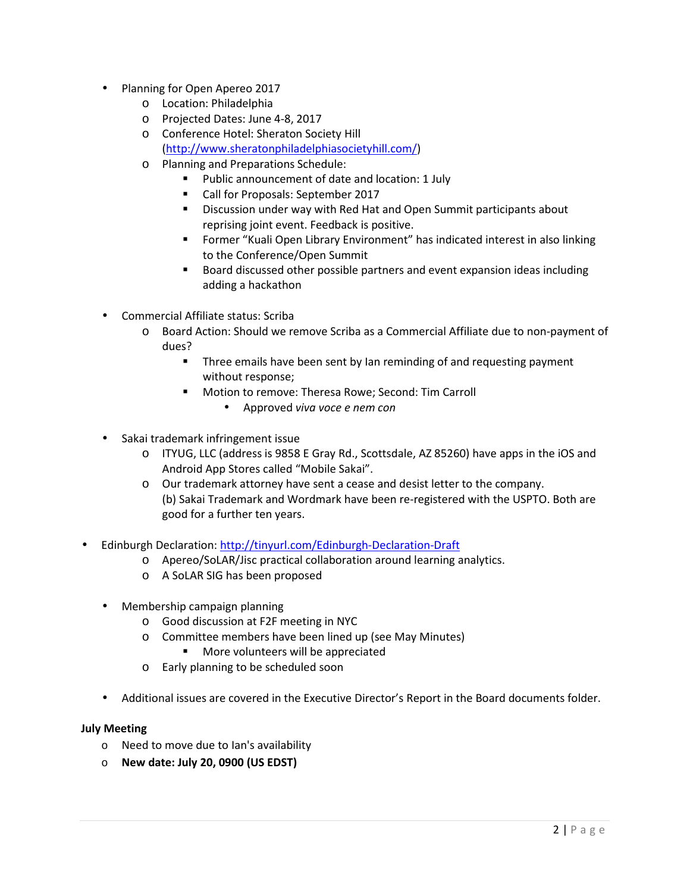- Planning for Open Apereo 2017
    - Location: Philadelphia
    - Projected Dates: June 4-8, 2017
    - Conference Hotel: Sheraton Society Hill (http://www.sheratonphiladelphiasocietyhill.com/)
    - Planning and Preparations Schedule:
        - Public announcement of date and location: 1 July
        - Call for Proposals: September 2017
        - Discussion under way with Red Hat and Open Summit participants about reprising joint event. Feedback is positive.
        - Former "Kuali Open Library Environment" has indicated interest in also linking to the Conference/Open Summit
        - Board discussed other possible partners and event expansion ideas including adding a hackathon

- Commercial Affiliate status: Scriba
    - Board Action: Should we remove Scriba as a Commercial Affiliate due to non-payment of dues?
        - Three emails have been sent by Ian reminding of and requesting payment without response;
        - Motion to remove: Theresa Rowe; Second: Tim Carroll
            - Approved *viva voce e nem con*

- Sakai trademark infringement issue
    - ITYUG, LLC (address is 9858 E Gray Rd., Scottsdale, AZ 85260) have apps in the iOS and Android App Stores called "Mobile Sakai".
    - Our trademark attorney have sent a cease and desist letter to the company.
      (b) Sakai Trademark and Wordmark have been re-registered with the USPTO. Both are good for a further ten years.

- Edinburgh Declaration: http://tinyurl.com/Edinburgh-Declaration-Draft
    - Apereo/SoLAR/Jisc practical collaboration around learning analytics.
    - A SoLAR SIG has been proposed

- Membership campaign planning
    - Good discussion at F2F meeting in NYC
    - Committee members have been lined up (see May Minutes)
        - More volunteers will be appreciated
    - Early planning to be scheduled soon

- Additional issues are covered in the Executive Director's Report in the Board documents folder.

**July Meeting**

- Need to move due to Ian's availability
- **New date: July 20, 0900 (US EDST)**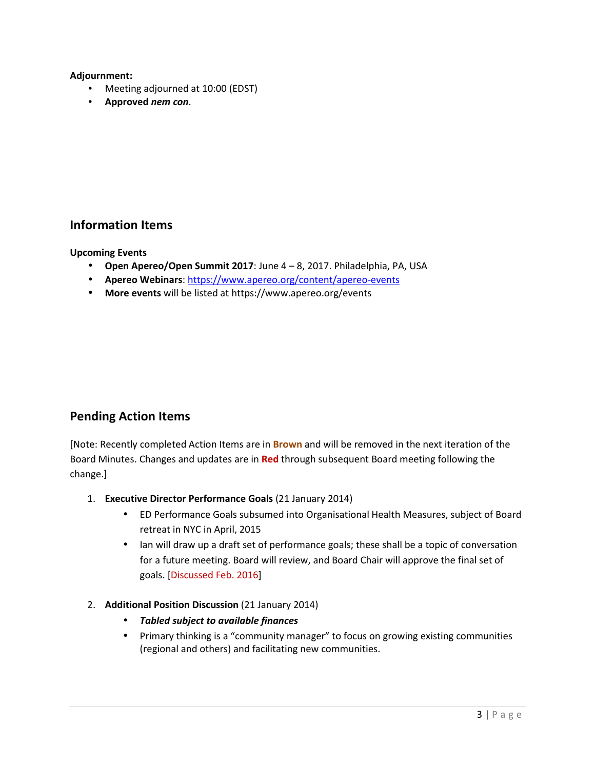**Adjournment:**

- Meeting adjourned at 10:00 (EDST)
- **Approved *nem con*.**

## Information Items

**Upcoming Events**

- **Open Apereo/Open Summit 2017**: June 4 – 8, 2017. Philadelphia, PA, USA
- **Apereo Webinars**: https://www.apereo.org/content/apereo-events
- **More events** will be listed at https://www.apereo.org/events

## Pending Action Items

[Note: Recently completed Action Items are in **Brown** and will be removed in the next iteration of the Board Minutes. Changes and updates are in **Red** through subsequent Board meeting following the change.]

1. **Executive Director Performance Goals** (21 January 2014)
   - ED Performance Goals subsumed into Organisational Health Measures, subject of Board retreat in NYC in April, 2015
   - Ian will draw up a draft set of performance goals; these shall be a topic of conversation for a future meeting. Board will review, and Board Chair will approve the final set of goals. [Discussed Feb. 2016]

2. **Additional Position Discussion** (21 January 2014)
   - ***Tabled subject to available finances***
   - Primary thinking is a "community manager" to focus on growing existing communities (regional and others) and facilitating new communities.